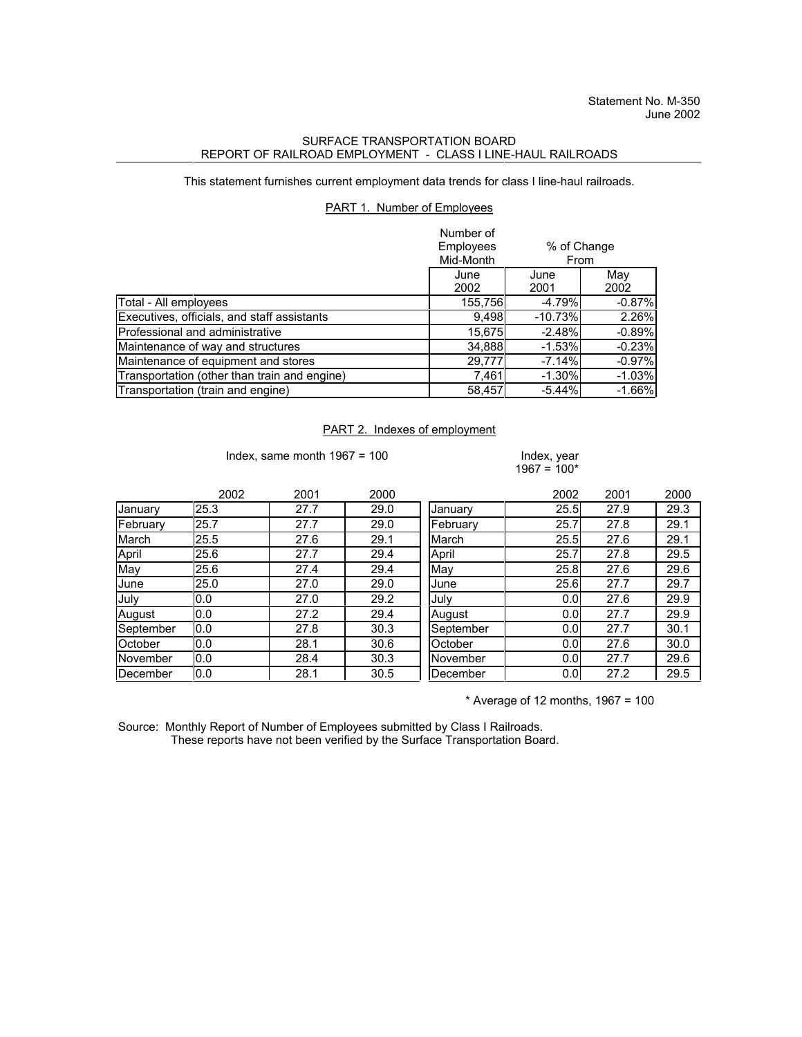Statement No. M-350
June 2002

# SURFACE TRANSPORTATION BOARD
## REPORT OF RAILROAD EMPLOYMENT - CLASS I LINE-HAUL RAILROADS

This statement furnishes current employment data trends for class I line-haul railroads.

### PART 1. Number of Employees

| | Number of Employees Mid-Month | % of Change From | |
|---|---|---|---|
| | June 2002 | June 2001 | May 2002 |
| Total - All employees | 155,756 | -4.79% | -0.87% |
| Executives, officials, and staff assistants | 9,498 | -10.73% | 2.26% |
| Professional and administrative | 15,675 | -2.48% | -0.89% |
| Maintenance of way and structures | 34,888 | -1.53% | -0.23% |
| Maintenance of equipment and stores | 29,777 | -7.14% | -0.97% |
| Transportation (other than train and engine) | 7,461 | -1.30% | -1.03% |
| Transportation (train and engine) | 58,457 | -5.44% | -1.66% |

### PART 2. Indexes of employment

Index, same month 1967 = 100

| | 2002 | 2001 | 2000 |
|---|---|---|---|
| January | 25.3 | 27.7 | 29.0 |
| February | 25.7 | 27.7 | 29.0 |
| March | 25.5 | 27.6 | 29.1 |
| April | 25.6 | 27.7 | 29.4 |
| May | 25.6 | 27.4 | 29.4 |
| June | 25.0 | 27.0 | 29.0 |
| July | 0.0 | 27.0 | 29.2 |
| August | 0.0 | 27.2 | 29.4 |
| September | 0.0 | 27.8 | 30.3 |
| October | 0.0 | 28.1 | 30.6 |
| November | 0.0 | 28.4 | 30.3 |
| December | 0.0 | 28.1 | 30.5 |

Index, year 1967 = 100*

| | 2002 | 2001 | 2000 |
|---|---|---|---|
| January | 25.5 | 27.9 | 29.3 |
| February | 25.7 | 27.8 | 29.1 |
| March | 25.5 | 27.6 | 29.1 |
| April | 25.7 | 27.8 | 29.5 |
| May | 25.8 | 27.6 | 29.6 |
| June | 25.6 | 27.7 | 29.7 |
| July | 0.0 | 27.6 | 29.9 |
| August | 0.0 | 27.7 | 29.9 |
| September | 0.0 | 27.7 | 30.1 |
| October | 0.0 | 27.6 | 30.0 |
| November | 0.0 | 27.7 | 29.6 |
| December | 0.0 | 27.2 | 29.5 |

\* Average of 12 months, 1967 = 100

Source: Monthly Report of Number of Employees submitted by Class I Railroads.
These reports have not been verified by the Surface Transportation Board.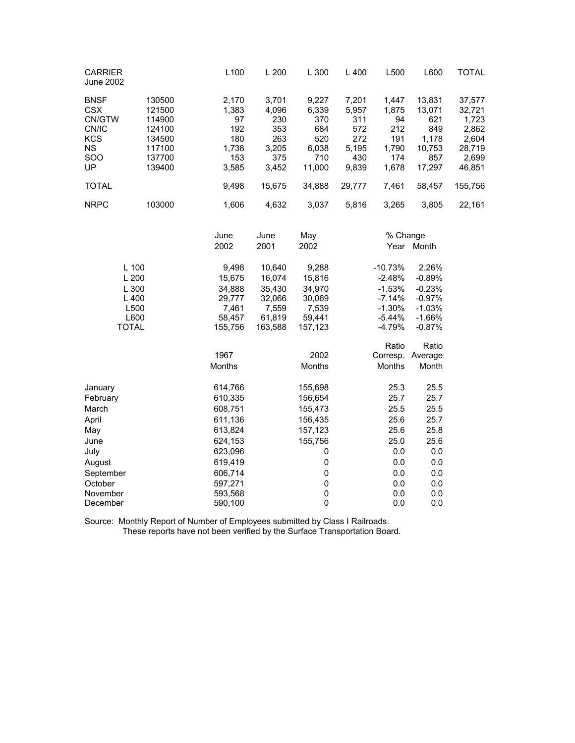| CARRIER June 2002 | | L100 | L 200 | L 300 | L 400 | L500 | L600 | TOTAL |
|---|---|---|---|---|---|---|---|---|
| BNSF | 130500 | 2,170 | 3,701 | 9,227 | 7,201 | 1,447 | 13,831 | 37,577 |
| CSX | 121500 | 1,383 | 4,096 | 6,339 | 5,957 | 1,875 | 13,071 | 32,721 |
| CN/GTW | 114900 | 97 | 230 | 370 | 311 | 94 | 621 | 1,723 |
| CN/IC | 124100 | 192 | 353 | 684 | 572 | 212 | 849 | 2,862 |
| KCS | 134500 | 180 | 263 | 520 | 272 | 191 | 1,178 | 2,604 |
| NS | 117100 | 1,738 | 3,205 | 6,038 | 5,195 | 1,790 | 10,753 | 28,719 |
| SOO | 137700 | 153 | 375 | 710 | 430 | 174 | 857 | 2,699 |
| UP | 139400 | 3,585 | 3,452 | 11,000 | 9,839 | 1,678 | 17,297 | 46,851 |
| TOTAL | | 9,498 | 15,675 | 34,888 | 29,777 | 7,461 | 58,457 | 155,756 |
| NRPC | 103000 | 1,606 | 4,632 | 3,037 | 5,816 | 3,265 | 3,805 | 22,161 |

| | June 2002 | June 2001 | May 2002 | % Change Year | % Change Month |
|---|---|---|---|---|---|
| L 100 | 9,498 | 10,640 | 9,288 | -10.73% | 2.26% |
| L 200 | 15,675 | 16,074 | 15,816 | -2.48% | -0.89% |
| L 300 | 34,888 | 35,430 | 34,970 | -1.53% | -0.23% |
| L 400 | 29,777 | 32,066 | 30,069 | -7.14% | -0.97% |
| L500 | 7,461 | 7,559 | 7,539 | -1.30% | -1.03% |
| L600 | 58,457 | 61,819 | 59,441 | -5.44% | -1.66% |
| TOTAL | 155,756 | 163,588 | 157,123 | -4.79% | -0.87% |

| | 1967 Months | 2002 Months | Ratio Corresp. Months | Ratio Average Month |
|---|---|---|---|---|
| January | 614,766 | 155,698 | 25.3 | 25.5 |
| February | 610,335 | 156,654 | 25.7 | 25.7 |
| March | 608,751 | 155,473 | 25.5 | 25.5 |
| April | 611,136 | 156,435 | 25.6 | 25.7 |
| May | 613,824 | 157,123 | 25.6 | 25.8 |
| June | 624,153 | 155,756 | 25.0 | 25.6 |
| July | 623,096 | 0 | 0.0 | 0.0 |
| August | 619,419 | 0 | 0.0 | 0.0 |
| September | 606,714 | 0 | 0.0 | 0.0 |
| October | 597,271 | 0 | 0.0 | 0.0 |
| November | 593,568 | 0 | 0.0 | 0.0 |
| December | 590,100 | 0 | 0.0 | 0.0 |

Source: Monthly Report of Number of Employees submitted by Class I Railroads.
These reports have not been verified by the Surface Transportation Board.